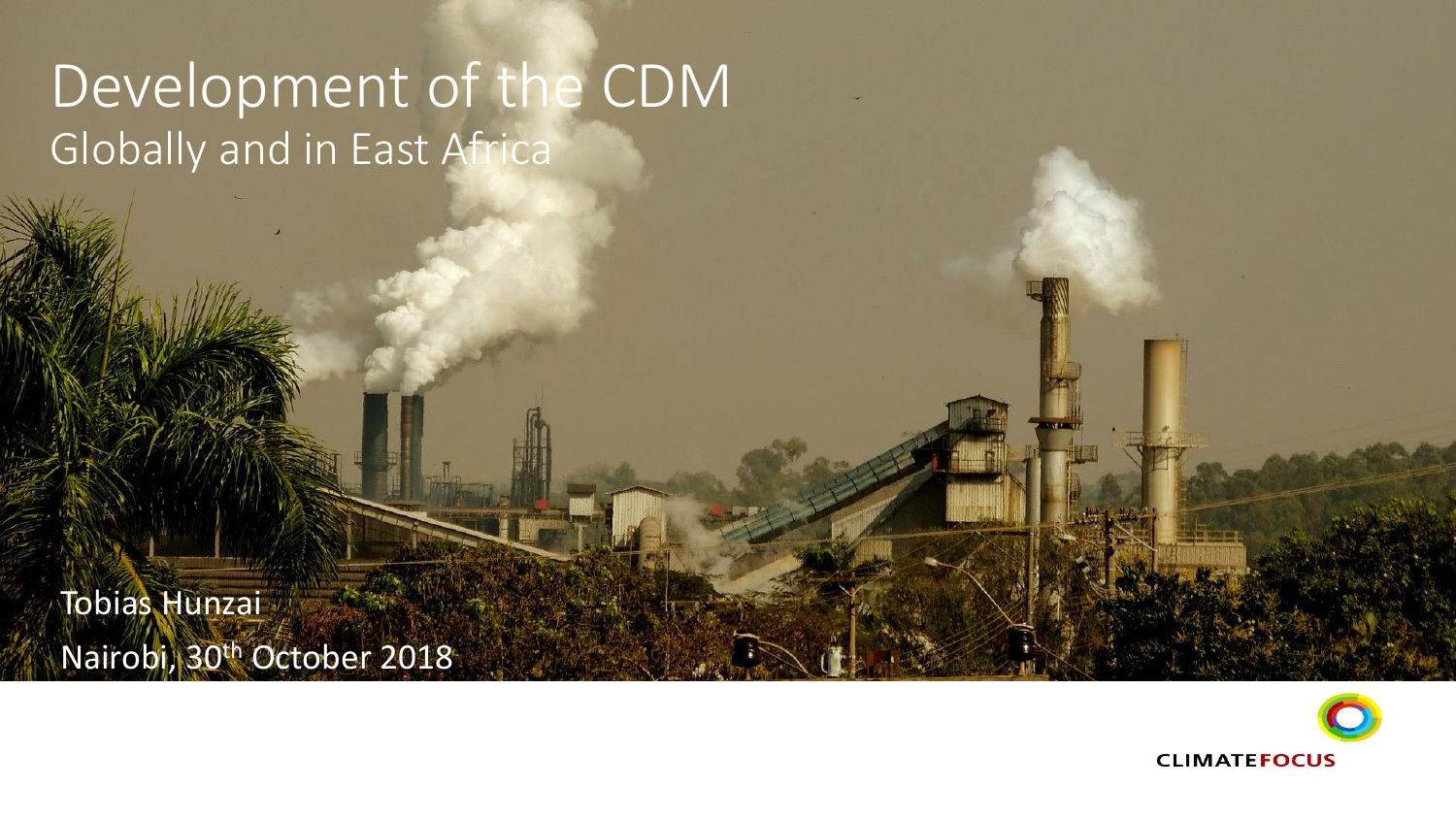# Development of the CDM

## Globally and in East Africa

Tobias Hunzai

Nairobi, 30th October 2018

CLIMATEFOCUS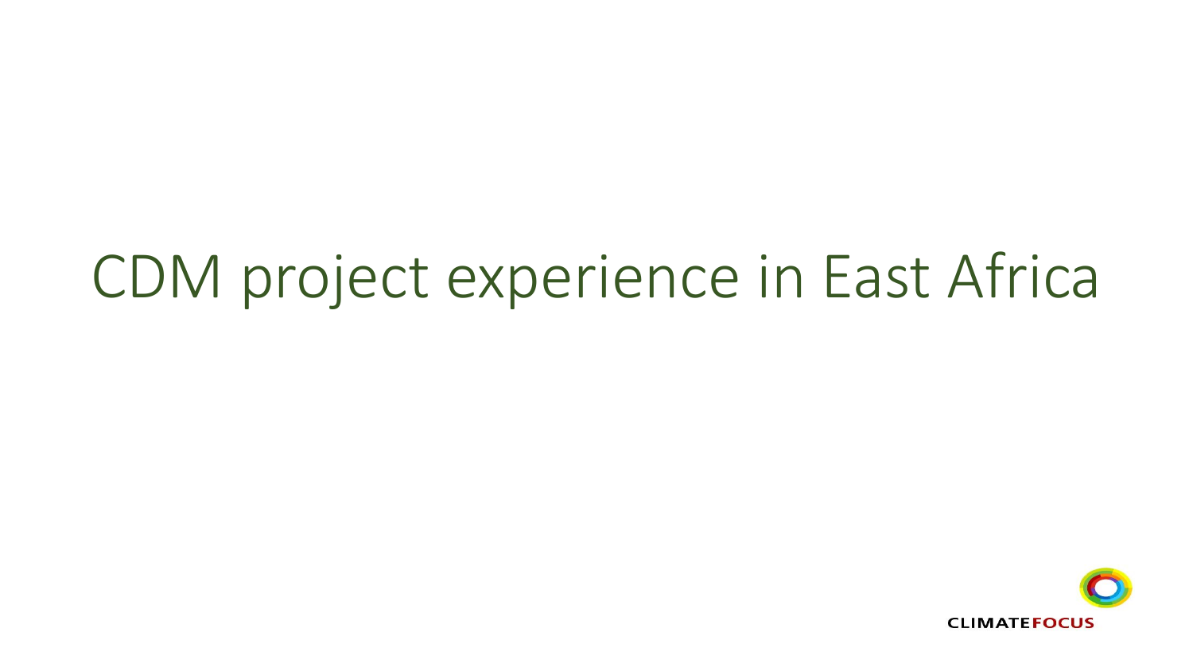# CDM project experience in East Africa

CLIMATEFOCUS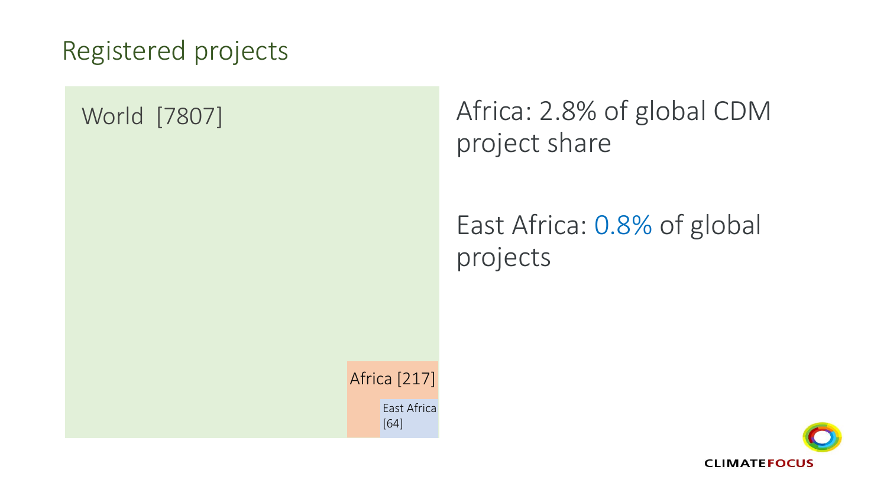# Registered projects

World [7807]

Africa [217]

East Africa [64]

Africa: 2.8% of global CDM project share

East Africa: 0.8% of global projects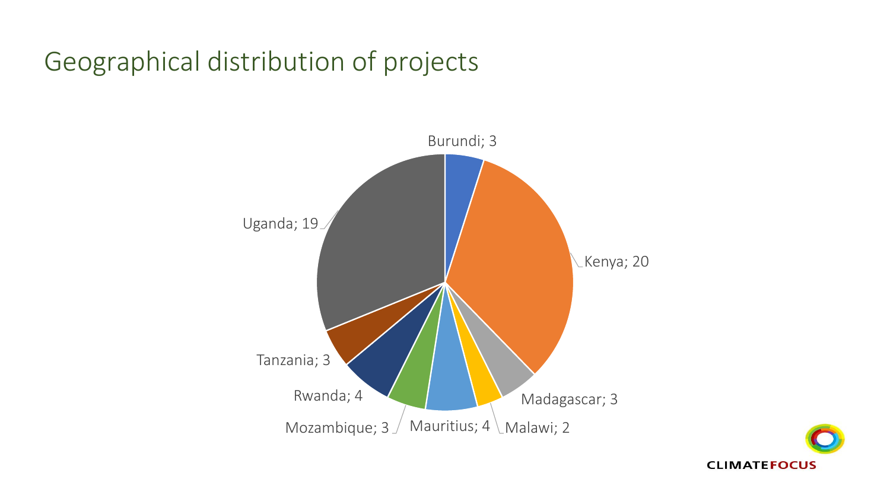# Geographical distribution of projects

Burundi; 3
Kenya; 20
Madagascar; 3
Malawi; 2
Mauritius; 4
Mozambique; 3
Rwanda; 4
Tanzania; 3
Uganda; 19

CLIMATEFOCUS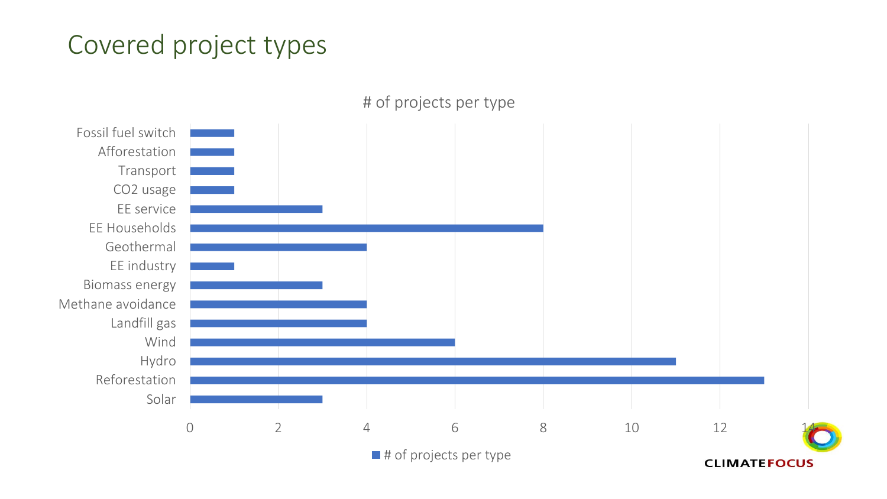# Covered project types

# of projects per type

| Project type | # of projects per type |
| --- | --- |
| Fossil fuel switch | 1 |
| Afforestation | 1 |
| Transport | 1 |
| $CO_2$ usage | 1 |
| EE service | 3 |
| EE Households | 8 |
| Geothermal | 4 |
| EE industry | 1 |
| Biomass energy | 3 |
| Methane avoidance | 4 |
| Landfill gas | 4 |
| Wind | 6 |
| Hydro | 11 |
| Reforestation | 13 |
| Solar | 3 |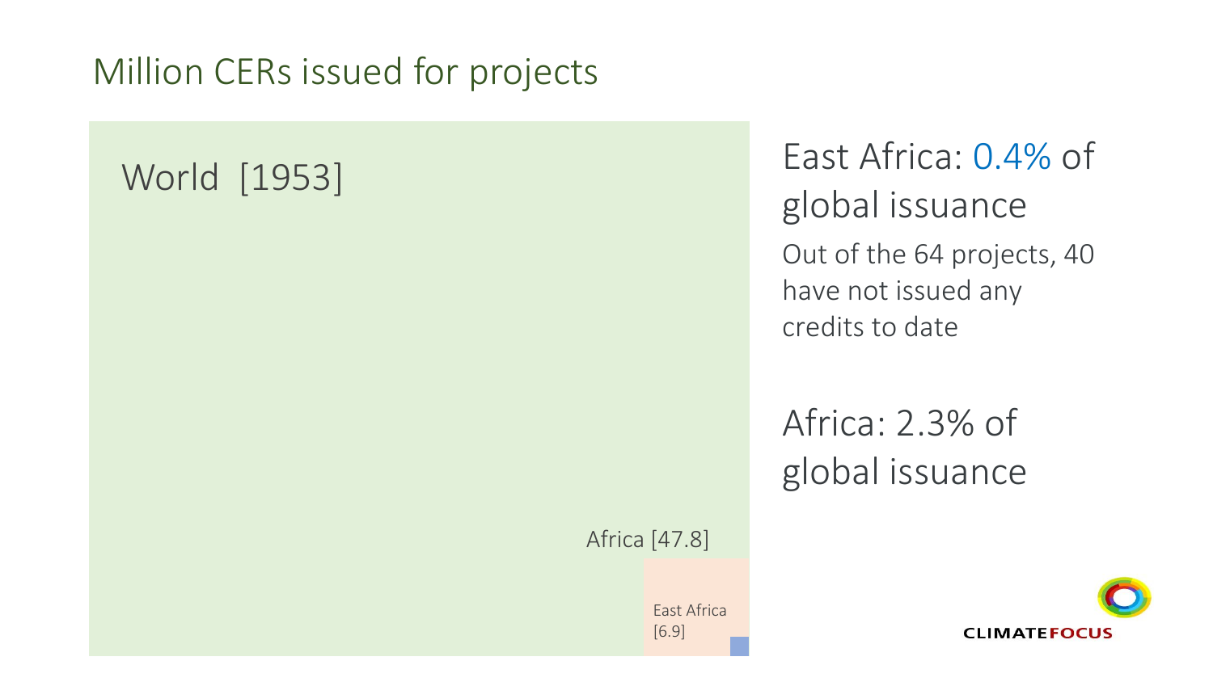# Million CERs issued for projects

World [1953]

Africa [47.8]

East Africa [6.9]

East Africa: 0.4% of global issuance

Out of the 64 projects, 40 have not issued any credits to date

Africa: 2.3% of global issuance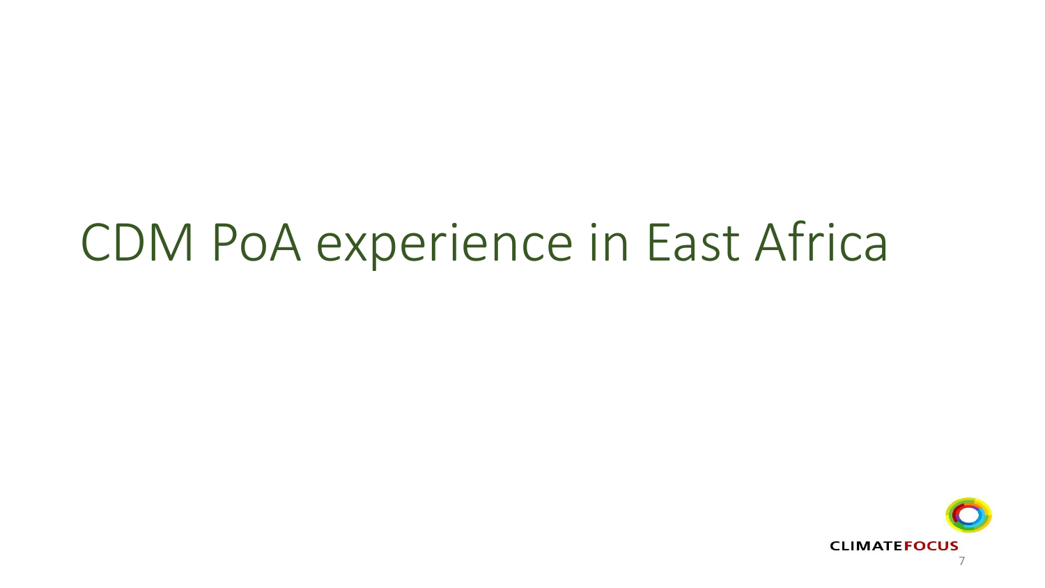# CDM PoA experience in East Africa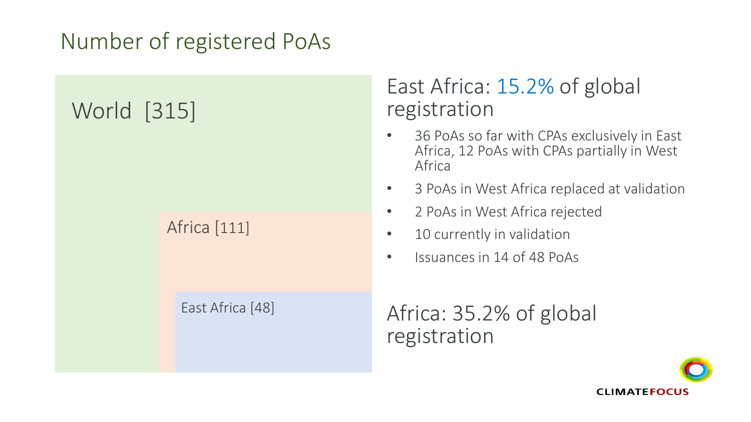# Number of registered PoAs

World [315]

Africa [111]

East Africa [48]

## East Africa: 15.2% of global registration

- 36 PoAs so far with CPAs exclusively in East Africa, 12 PoAs with CPAs partially in West Africa
- 3 PoAs in West Africa replaced at validation
- 2 PoAs in West Africa rejected
- 10 currently in validation
- Issuances in 14 of 48 PoAs

## Africa: 35.2% of global registration

CLIMATEFOCUS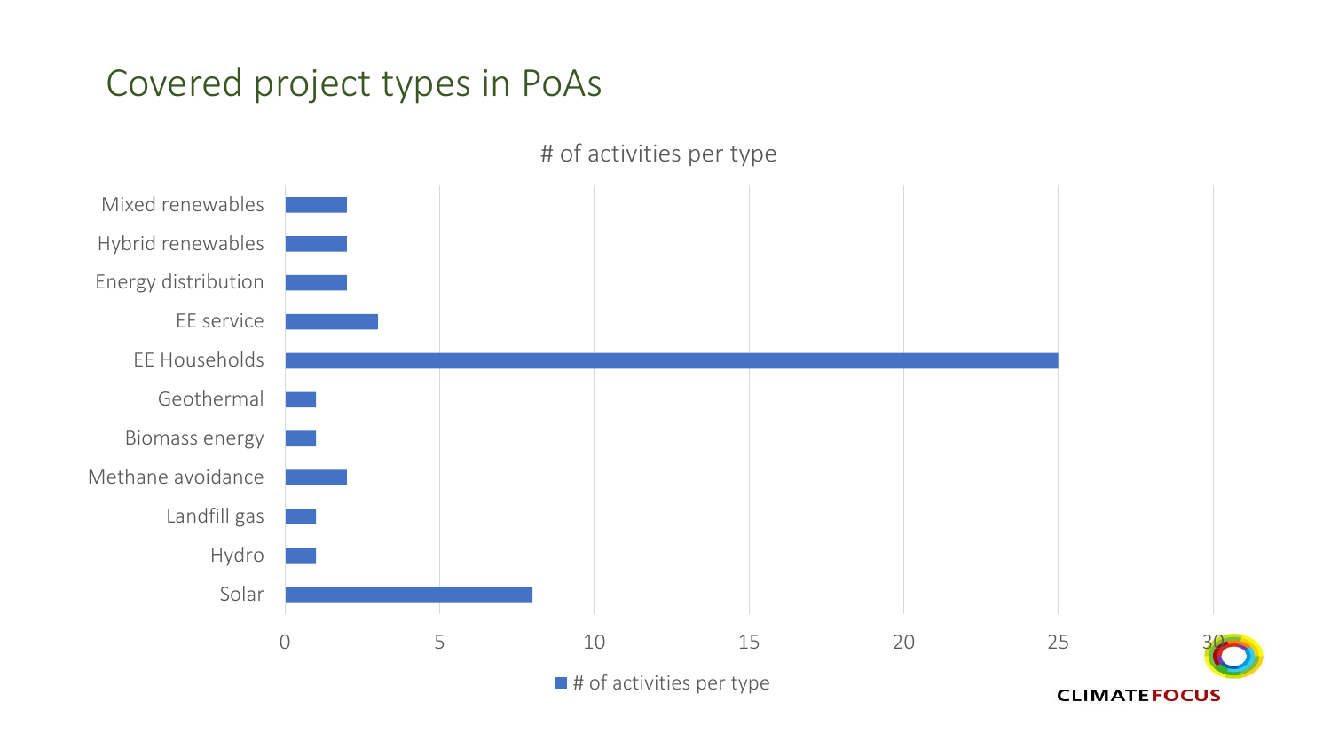# Covered project types in PoAs

**# of activities per type**

| Type | # of activities per type |
|---|---|
| Mixed renewables | 2 |
| Hybrid renewables | 2 |
| Energy distribution | 2 |
| EE service | 3 |
| EE Households | 25 |
| Geothermal | 1 |
| Biomass energy | 1 |
| Methane avoidance | 2 |
| Landfill gas | 1 |
| Hydro | 1 |
| Solar | 8 |

CLIMATEFOCUS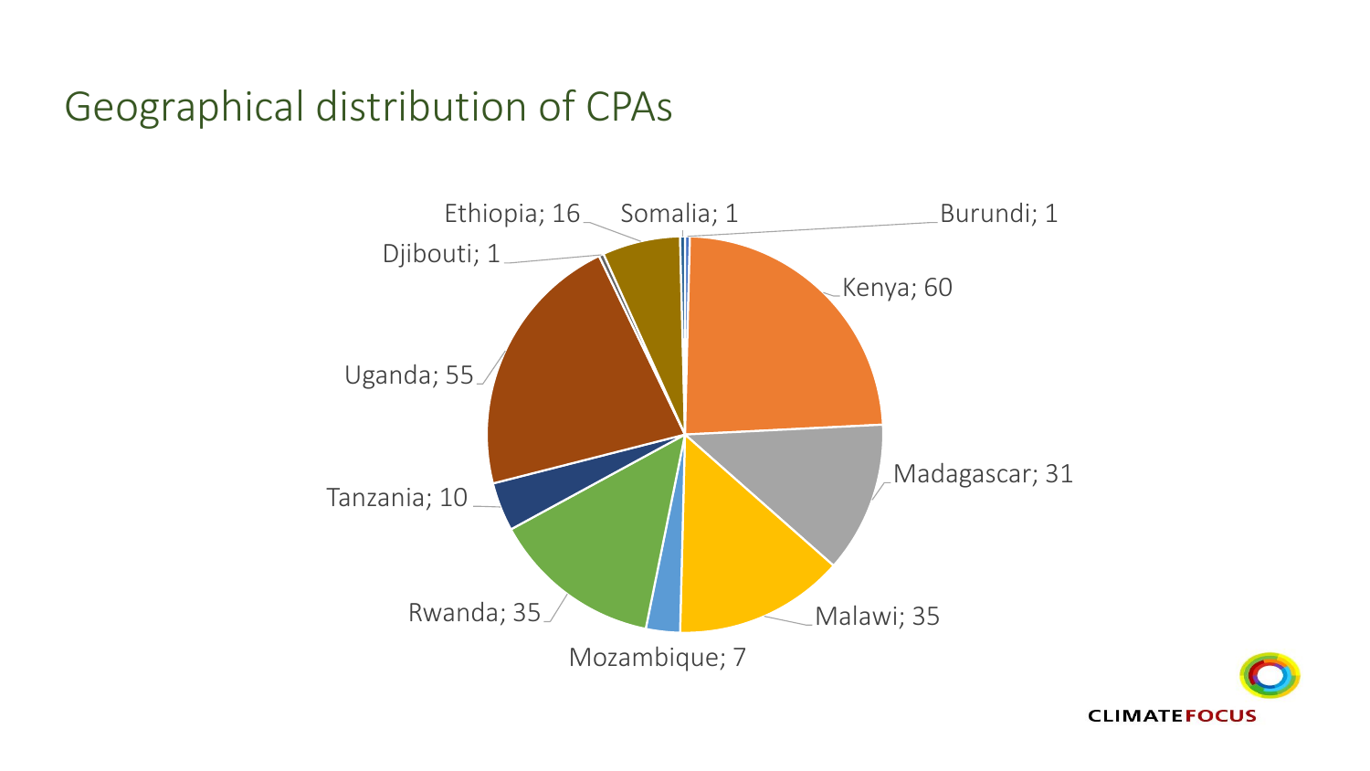# Geographical distribution of CPAs

Somalia; 1
Burundi; 1
Ethiopia; 16
Djibouti; 1
Kenya; 60
Uganda; 55
Madagascar; 31
Tanzania; 10
Rwanda; 35
Malawi; 35
Mozambique; 7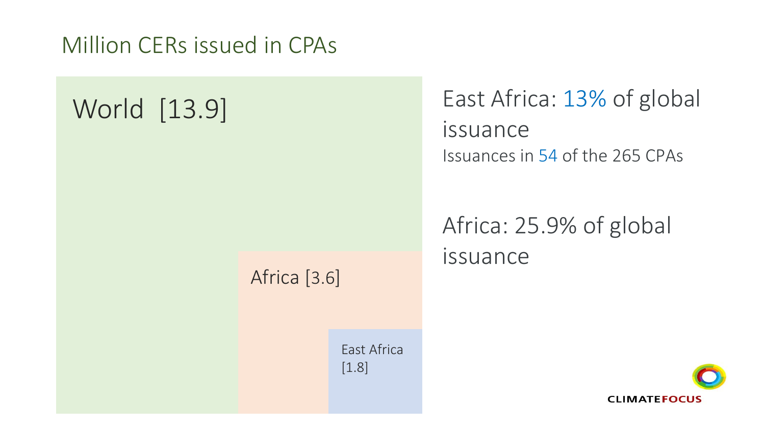# Million CERs issued in CPAs

World [13.9]

Africa [3.6]

East Africa [1.8]

East Africa: 13% of global issuance

Issuances in 54 of the 265 CPAs

Africa: 25.9% of global issuance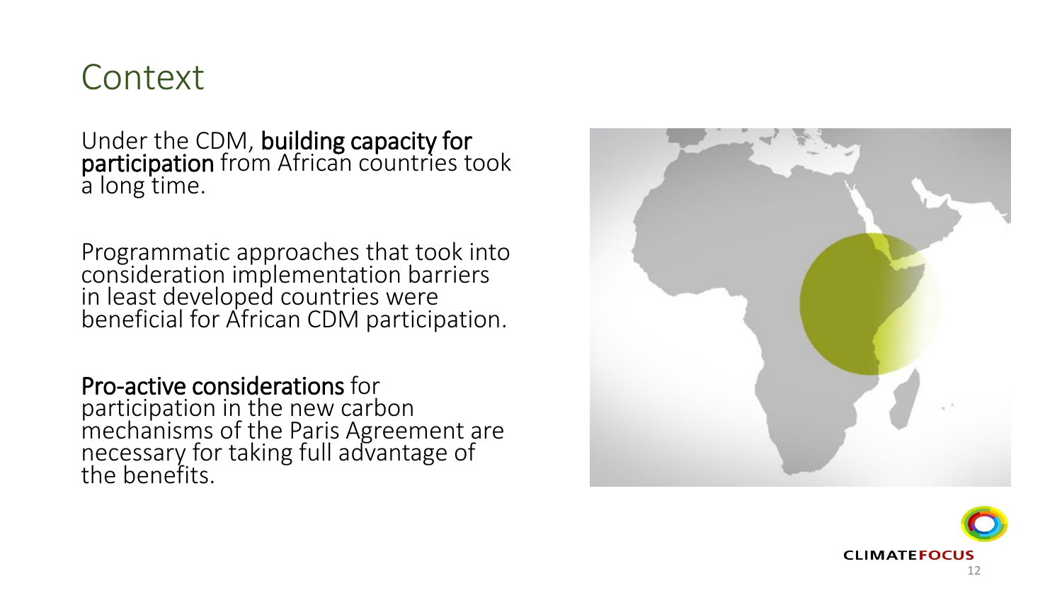# Context

Under the CDM, **building capacity for participation** from African countries took a long time.

Programmatic approaches that took into consideration implementation barriers in least developed countries were beneficial for African CDM participation.

**Pro-active considerations** for participation in the new carbon mechanisms of the Paris Agreement are necessary for taking full advantage of the benefits.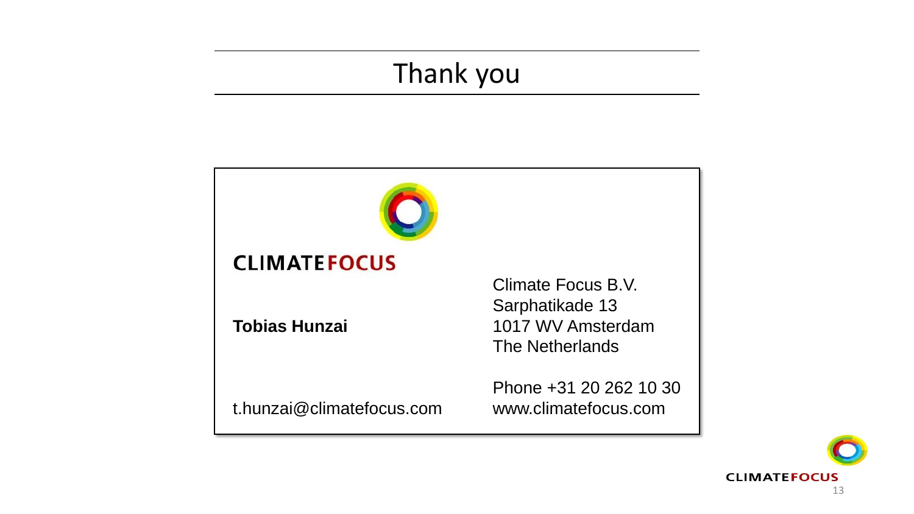# Thank you

CLIMATEFOCUS

**Tobias Hunzai**

t.hunzai@climatefocus.com

Climate Focus B.V.
Sarphatikade 13
1017 WV Amsterdam
The Netherlands

Phone +31 20 262 10 30
www.climatefocus.com